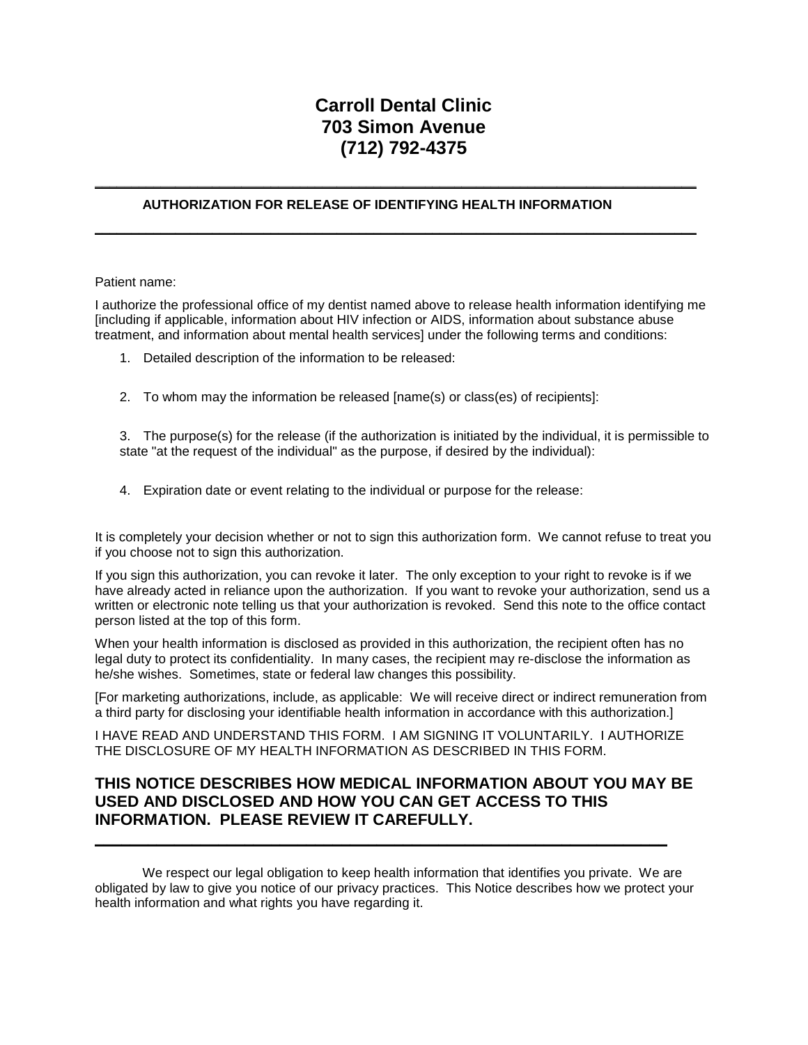# Carroll Dental Clinic
# 703 Simon Avenue
# (712) 792-4375

---

**AUTHORIZATION FOR RELEASE OF IDENTIFYING HEALTH INFORMATION**

---

Patient name:

I authorize the professional office of my dentist named above to release health information identifying me [including if applicable, information about HIV infection or AIDS, information about substance abuse treatment, and information about mental health services] under the following terms and conditions:

1. Detailed description of the information to be released:

2. To whom may the information be released [name(s) or class(es) of recipients]:

3. The purpose(s) for the release (if the authorization is initiated by the individual, it is permissible to state "at the request of the individual" as the purpose, if desired by the individual):

4. Expiration date or event relating to the individual or purpose for the release:

It is completely your decision whether or not to sign this authorization form. We cannot refuse to treat you if you choose not to sign this authorization.

If you sign this authorization, you can revoke it later. The only exception to your right to revoke is if we have already acted in reliance upon the authorization. If you want to revoke your authorization, send us a written or electronic note telling us that your authorization is revoked. Send this note to the office contact person listed at the top of this form.

When your health information is disclosed as provided in this authorization, the recipient often has no legal duty to protect its confidentiality. In many cases, the recipient may re-disclose the information as he/she wishes. Sometimes, state or federal law changes this possibility.

[For marketing authorizations, include, as applicable: We will receive direct or indirect remuneration from a third party for disclosing your identifiable health information in accordance with this authorization.]

I HAVE READ AND UNDERSTAND THIS FORM. I AM SIGNING IT VOLUNTARILY. I AUTHORIZE THE DISCLOSURE OF MY HEALTH INFORMATION AS DESCRIBED IN THIS FORM.

## THIS NOTICE DESCRIBES HOW MEDICAL INFORMATION ABOUT YOU MAY BE USED AND DISCLOSED AND HOW YOU CAN GET ACCESS TO THIS INFORMATION. PLEASE REVIEW IT CAREFULLY.

---

We respect our legal obligation to keep health information that identifies you private. We are obligated by law to give you notice of our privacy practices. This Notice describes how we protect your health information and what rights you have regarding it.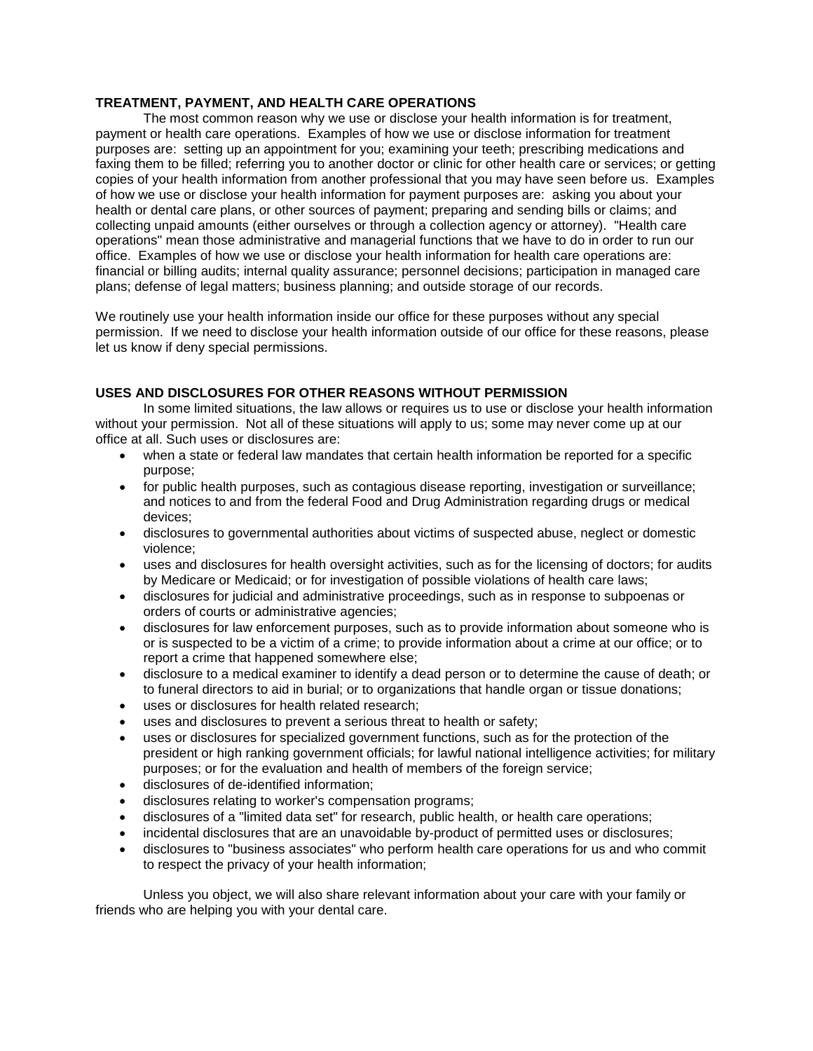**TREATMENT, PAYMENT, AND HEALTH CARE OPERATIONS**

The most common reason why we use or disclose your health information is for treatment, payment or health care operations. Examples of how we use or disclose information for treatment purposes are: setting up an appointment for you; examining your teeth; prescribing medications and faxing them to be filled; referring you to another doctor or clinic for other health care or services; or getting copies of your health information from another professional that you may have seen before us. Examples of how we use or disclose your health information for payment purposes are: asking you about your health or dental care plans, or other sources of payment; preparing and sending bills or claims; and collecting unpaid amounts (either ourselves or through a collection agency or attorney). "Health care operations" mean those administrative and managerial functions that we have to do in order to run our office. Examples of how we use or disclose your health information for health care operations are: financial or billing audits; internal quality assurance; personnel decisions; participation in managed care plans; defense of legal matters; business planning; and outside storage of our records.

We routinely use your health information inside our office for these purposes without any special permission. If we need to disclose your health information outside of our office for these reasons, please let us know if deny special permissions.

**USES AND DISCLOSURES FOR OTHER REASONS WITHOUT PERMISSION**

In some limited situations, the law allows or requires us to use or disclose your health information without your permission. Not all of these situations will apply to us; some may never come up at our office at all. Such uses or disclosures are:

- when a state or federal law mandates that certain health information be reported for a specific purpose;
- for public health purposes, such as contagious disease reporting, investigation or surveillance; and notices to and from the federal Food and Drug Administration regarding drugs or medical devices;
- disclosures to governmental authorities about victims of suspected abuse, neglect or domestic violence;
- uses and disclosures for health oversight activities, such as for the licensing of doctors; for audits by Medicare or Medicaid; or for investigation of possible violations of health care laws;
- disclosures for judicial and administrative proceedings, such as in response to subpoenas or orders of courts or administrative agencies;
- disclosures for law enforcement purposes, such as to provide information about someone who is or is suspected to be a victim of a crime; to provide information about a crime at our office; or to report a crime that happened somewhere else;
- disclosure to a medical examiner to identify a dead person or to determine the cause of death; or to funeral directors to aid in burial; or to organizations that handle organ or tissue donations;
- uses or disclosures for health related research;
- uses and disclosures to prevent a serious threat to health or safety;
- uses or disclosures for specialized government functions, such as for the protection of the president or high ranking government officials; for lawful national intelligence activities; for military purposes; or for the evaluation and health of members of the foreign service;
- disclosures of de-identified information;
- disclosures relating to worker's compensation programs;
- disclosures of a "limited data set" for research, public health, or health care operations;
- incidental disclosures that are an unavoidable by-product of permitted uses or disclosures;
- disclosures to "business associates" who perform health care operations for us and who commit to respect the privacy of your health information;

Unless you object, we will also share relevant information about your care with your family or friends who are helping you with your dental care.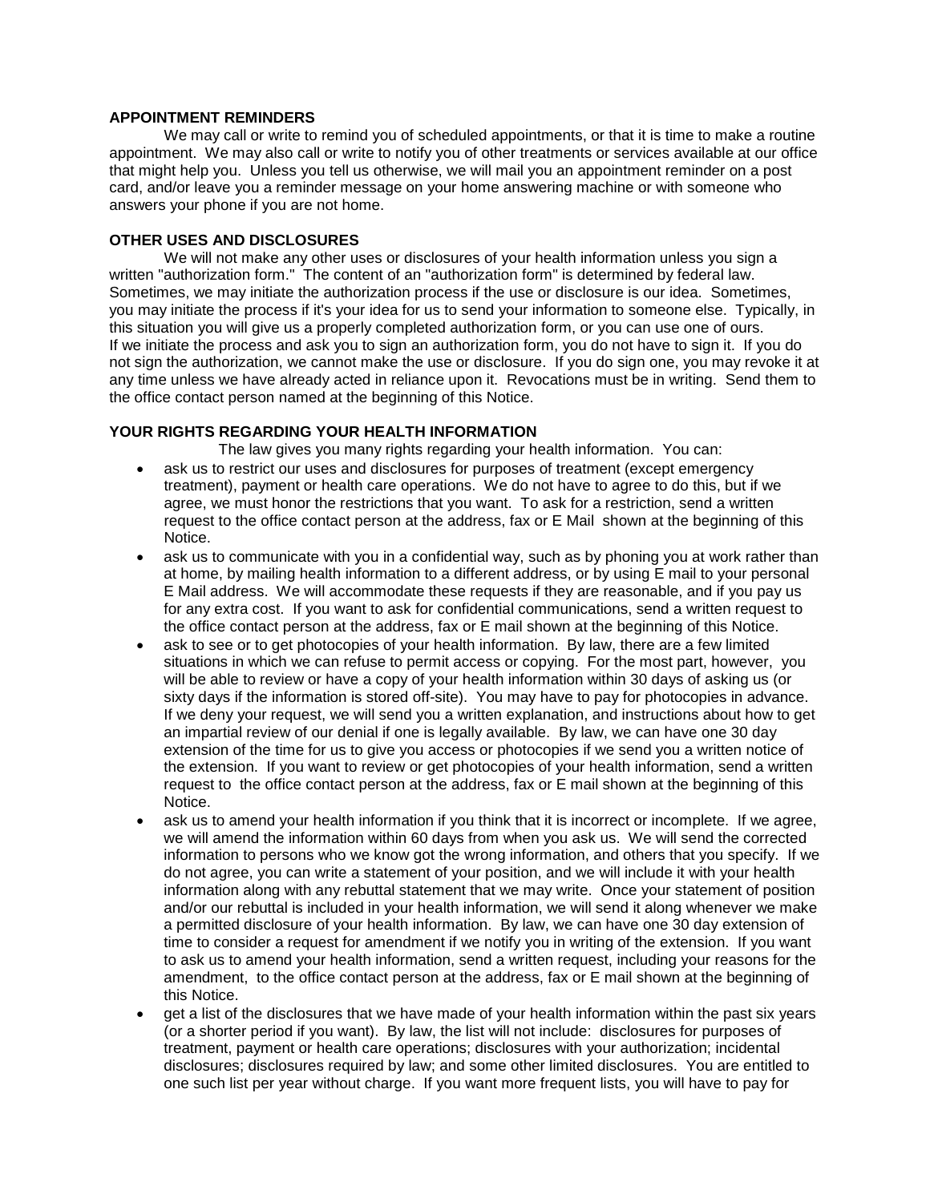**APPOINTMENT REMINDERS**

We may call or write to remind you of scheduled appointments, or that it is time to make a routine appointment. We may also call or write to notify you of other treatments or services available at our office that might help you. Unless you tell us otherwise, we will mail you an appointment reminder on a post card, and/or leave you a reminder message on your home answering machine or with someone who answers your phone if you are not home.

**OTHER USES AND DISCLOSURES**

We will not make any other uses or disclosures of your health information unless you sign a written "authorization form." The content of an "authorization form" is determined by federal law. Sometimes, we may initiate the authorization process if the use or disclosure is our idea. Sometimes, you may initiate the process if it's your idea for us to send your information to someone else. Typically, in this situation you will give us a properly completed authorization form, or you can use one of ours. If we initiate the process and ask you to sign an authorization form, you do not have to sign it. If you do not sign the authorization, we cannot make the use or disclosure. If you do sign one, you may revoke it at any time unless we have already acted in reliance upon it. Revocations must be in writing. Send them to the office contact person named at the beginning of this Notice.

**YOUR RIGHTS REGARDING YOUR HEALTH INFORMATION**

The law gives you many rights regarding your health information. You can:

- ask us to restrict our uses and disclosures for purposes of treatment (except emergency treatment), payment or health care operations. We do not have to agree to do this, but if we agree, we must honor the restrictions that you want. To ask for a restriction, send a written request to the office contact person at the address, fax or E Mail shown at the beginning of this Notice.
- ask us to communicate with you in a confidential way, such as by phoning you at work rather than at home, by mailing health information to a different address, or by using E mail to your personal E Mail address. We will accommodate these requests if they are reasonable, and if you pay us for any extra cost. If you want to ask for confidential communications, send a written request to the office contact person at the address, fax or E mail shown at the beginning of this Notice.
- ask to see or to get photocopies of your health information. By law, there are a few limited situations in which we can refuse to permit access or copying. For the most part, however, you will be able to review or have a copy of your health information within 30 days of asking us (or sixty days if the information is stored off-site). You may have to pay for photocopies in advance. If we deny your request, we will send you a written explanation, and instructions about how to get an impartial review of our denial if one is legally available. By law, we can have one 30 day extension of the time for us to give you access or photocopies if we send you a written notice of the extension. If you want to review or get photocopies of your health information, send a written request to the office contact person at the address, fax or E mail shown at the beginning of this Notice.
- ask us to amend your health information if you think that it is incorrect or incomplete. If we agree, we will amend the information within 60 days from when you ask us. We will send the corrected information to persons who we know got the wrong information, and others that you specify. If we do not agree, you can write a statement of your position, and we will include it with your health information along with any rebuttal statement that we may write. Once your statement of position and/or our rebuttal is included in your health information, we will send it along whenever we make a permitted disclosure of your health information. By law, we can have one 30 day extension of time to consider a request for amendment if we notify you in writing of the extension. If you want to ask us to amend your health information, send a written request, including your reasons for the amendment, to the office contact person at the address, fax or E mail shown at the beginning of this Notice.
- get a list of the disclosures that we have made of your health information within the past six years (or a shorter period if you want). By law, the list will not include: disclosures for purposes of treatment, payment or health care operations; disclosures with your authorization; incidental disclosures; disclosures required by law; and some other limited disclosures. You are entitled to one such list per year without charge. If you want more frequent lists, you will have to pay for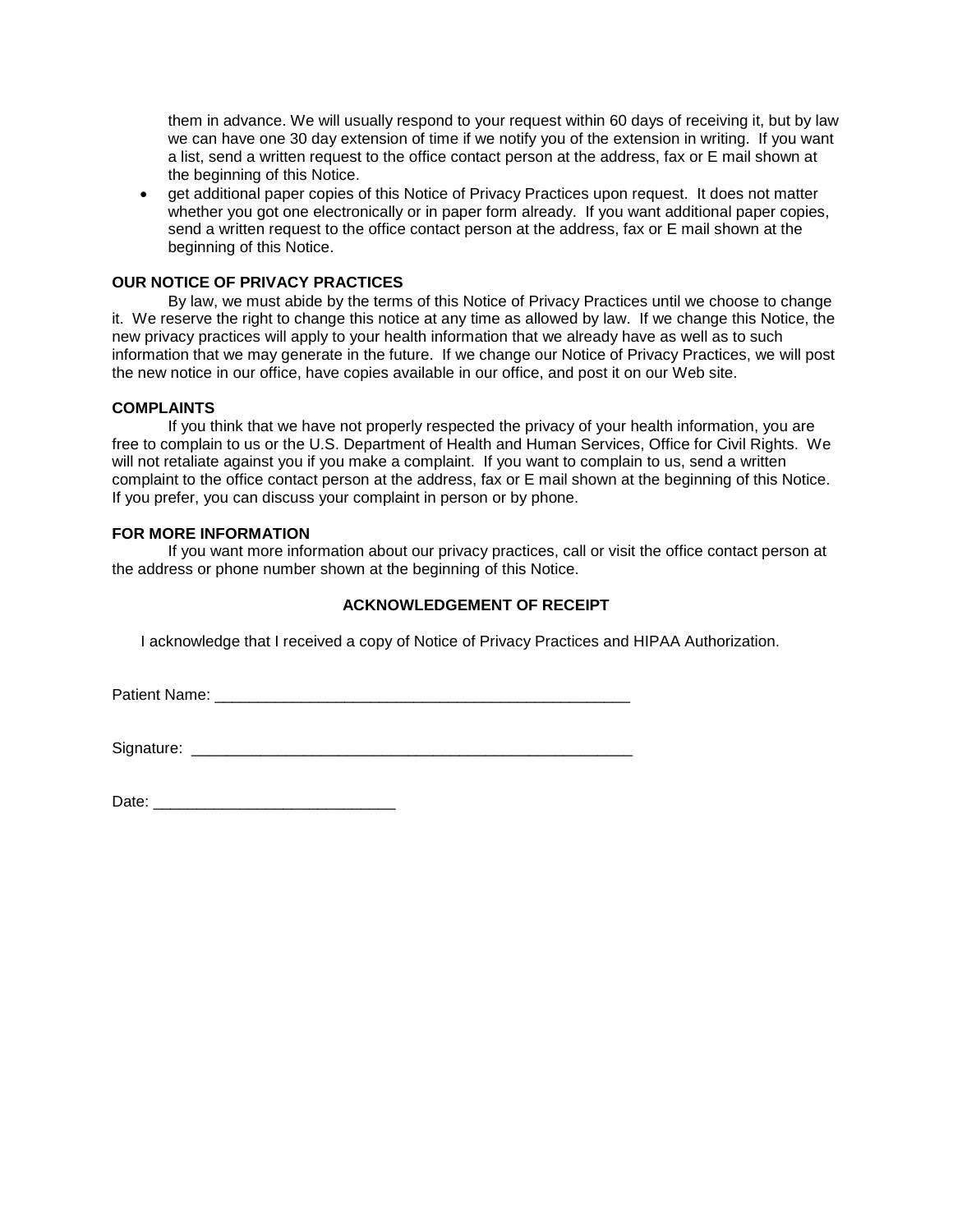them in advance. We will usually respond to your request within 60 days of receiving it, but by law we can have one 30 day extension of time if we notify you of the extension in writing. If you want a list, send a written request to the office contact person at the address, fax or E mail shown at the beginning of this Notice.

- get additional paper copies of this Notice of Privacy Practices upon request. It does not matter whether you got one electronically or in paper form already. If you want additional paper copies, send a written request to the office contact person at the address, fax or E mail shown at the beginning of this Notice.

**OUR NOTICE OF PRIVACY PRACTICES**

By law, we must abide by the terms of this Notice of Privacy Practices until we choose to change it. We reserve the right to change this notice at any time as allowed by law. If we change this Notice, the new privacy practices will apply to your health information that we already have as well as to such information that we may generate in the future. If we change our Notice of Privacy Practices, we will post the new notice in our office, have copies available in our office, and post it on our Web site.

**COMPLAINTS**

If you think that we have not properly respected the privacy of your health information, you are free to complain to us or the U.S. Department of Health and Human Services, Office for Civil Rights. We will not retaliate against you if you make a complaint. If you want to complain to us, send a written complaint to the office contact person at the address, fax or E mail shown at the beginning of this Notice. If you prefer, you can discuss your complaint in person or by phone.

**FOR MORE INFORMATION**

If you want more information about our privacy practices, call or visit the office contact person at the address or phone number shown at the beginning of this Notice.

**ACKNOWLEDGEMENT OF RECEIPT**

I acknowledge that I received a copy of Notice of Privacy Practices and HIPAA Authorization.

Patient Name: ___________________________________________________

Signature: ______________________________________________________

Date: ____________________________